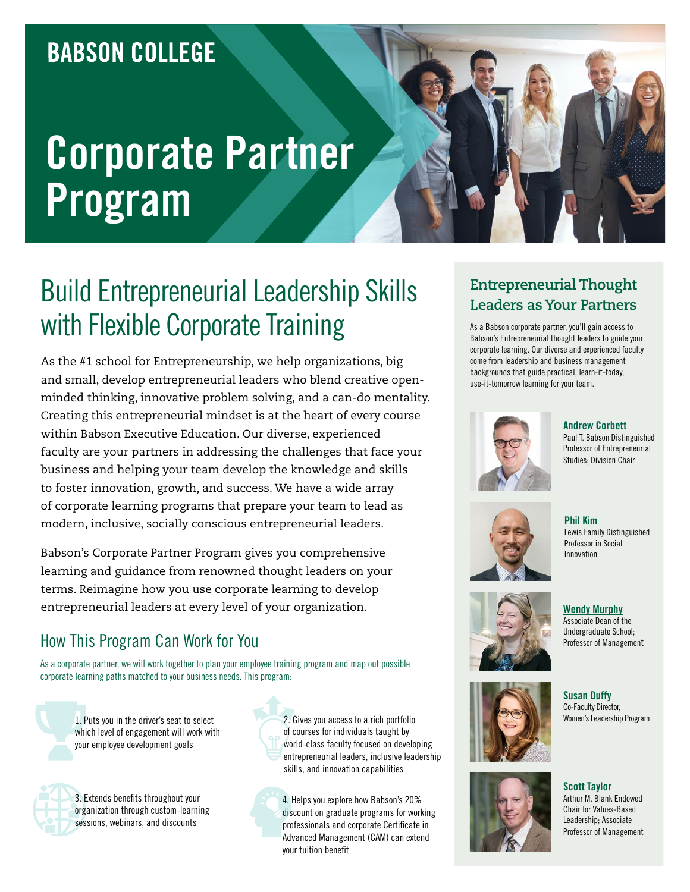BABSON COLLEGE

# Corporate Partner Program

## Build Entrepreneurial Leadership Skills with Flexible Corporate Training

As the #1 school for Entrepreneurship, we help organizations, big and small, develop entrepreneurial leaders who blend creative open-minded thinking, innovative problem solving, and a can-do mentality. Creating this entrepreneurial mindset is at the heart of every course within Babson Executive Education. Our diverse, experienced faculty are your partners in addressing the challenges that face your business and helping your team develop the knowledge and skills to foster innovation, growth, and success. We have a wide array of corporate learning programs that prepare your team to lead as modern, inclusive, socially conscious entrepreneurial leaders.

Babson's Corporate Partner Program gives you comprehensive learning and guidance from renowned thought leaders on your terms. Reimagine how you use corporate learning to develop entrepreneurial leaders at every level of your organization.

### How This Program Can Work for You

As a corporate partner, we will work together to plan your employee training program and map out possible corporate learning paths matched to your business needs. This program:

1. Puts you in the driver's seat to select which level of engagement will work with your employee development goals
2. Gives you access to a rich portfolio of courses for individuals taught by world-class faculty focused on developing entrepreneurial leaders, inclusive leadership skills, and innovation capabilities
3. Extends benefits throughout your organization through custom-learning sessions, webinars, and discounts
4. Helps you explore how Babson's 20% discount on graduate programs for working professionals and corporate Certificate in Advanced Management (CAM) can extend your tuition benefit

### Entrepreneurial Thought Leaders as Your Partners

As a Babson corporate partner, you'll gain access to Babson's Entrepreneurial thought leaders to guide your corporate learning. Our diverse and experienced faculty come from leadership and business management backgrounds that guide practical, learn-it-today, use-it-tomorrow learning for your team.

**Andrew Corbett**
Paul T. Babson Distinguished Professor of Entrepreneurial Studies; Division Chair

**Phil Kim**
Lewis Family Distinguished Professor in Social Innovation

**Wendy Murphy**
Associate Dean of the Undergraduate School; Professor of Management

**Susan Duffy**
Co-Faculty Director, Women's Leadership Program

**Scott Taylor**
Arthur M. Blank Endowed Chair for Values-Based Leadership; Associate Professor of Management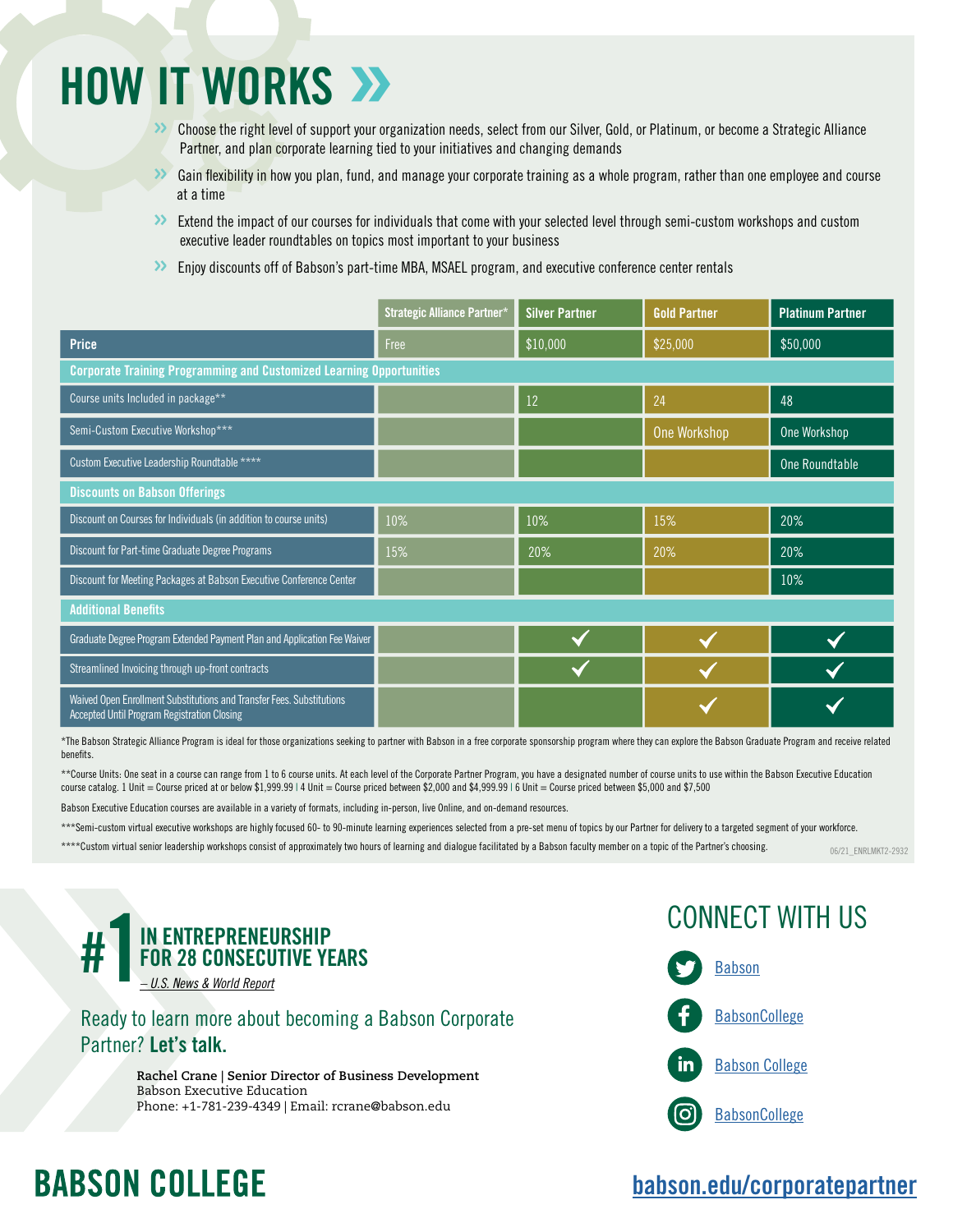# HOW IT WORKS »

- Choose the right level of support your organization needs, select from our Silver, Gold, or Platinum, or become a Strategic Alliance Partner, and plan corporate learning tied to your initiatives and changing demands
- Gain flexibility in how you plan, fund, and manage your corporate training as a whole program, rather than one employee and course at a time
- Extend the impact of our courses for individuals that come with your selected level through semi-custom workshops and custom executive leader roundtables on topics most important to your business
- Enjoy discounts off of Babson's part-time MBA, MSAEL program, and executive conference center rentals

| | Strategic Alliance Partner* | Silver Partner | Gold Partner | Platinum Partner |
|---|---|---|---|---|
| **Price** | Free | $10,000 | $25,000 | $50,000 |
| **Corporate Training Programming and Customized Learning Opportunities** | | | | |
| Course units Included in package** | | 12 | 24 | 48 |
| Semi-Custom Executive Workshop*** | | | One Workshop | One Workshop |
| Custom Executive Leadership Roundtable **** | | | | One Roundtable |
| **Discounts on Babson Offerings** | | | | |
| Discount on Courses for Individuals (in addition to course units) | 10% | 10% | 15% | 20% |
| Discount for Part-time Graduate Degree Programs | 15% | 20% | 20% | 20% |
| Discount for Meeting Packages at Babson Executive Conference Center | | | | 10% |
| **Additional Benefits** | | | | |
| Graduate Degree Program Extended Payment Plan and Application Fee Waiver | | ✓ | ✓ | ✓ |
| Streamlined Invoicing through up-front contracts | | ✓ | ✓ | ✓ |
| Waived Open Enrollment Substitutions and Transfer Fees. Substitutions Accepted Until Program Registration Closing | | | ✓ | ✓ |

*The Babson Strategic Alliance Program is ideal for those organizations seeking to partner with Babson in a free corporate sponsorship program where they can explore the Babson Graduate Program and receive related benefits.

**Course Units: One seat in a course can range from 1 to 6 course units. At each level of the Corporate Partner Program, you have a designated number of course units to use within the Babson Executive Education course catalog. 1 Unit = Course priced at or below $1,999.99 | 4 Unit = Course priced between $2,000 and $4,999.99 | 6 Unit = Course priced between $5,000 and $7,500

Babson Executive Education courses are available in a variety of formats, including in-person, live Online, and on-demand resources.

***Semi-custom virtual executive workshops are highly focused 60- to 90-minute learning experiences selected from a pre-set menu of topics by our Partner for delivery to a targeted segment of your workforce.

****Custom virtual senior leadership workshops consist of approximately two hours of learning and dialogue facilitated by a Babson faculty member on a topic of the Partner's choosing.

06/21_ENRLMKT2-2932

**#1 IN ENTREPRENEURSHIP FOR 28 CONSECUTIVE YEARS**
*– U.S. News & World Report*

Ready to learn more about becoming a Babson Corporate Partner? **Let's talk.**

**Rachel Crane | Senior Director of Business Development**
Babson Executive Education
Phone: +1-781-239-4349 | Email: rcrane@babson.edu

## CONNECT WITH US

- Babson
- BabsonCollege
- Babson College
- BabsonCollege

**BABSON COLLEGE**

**babson.edu/corporatepartner**